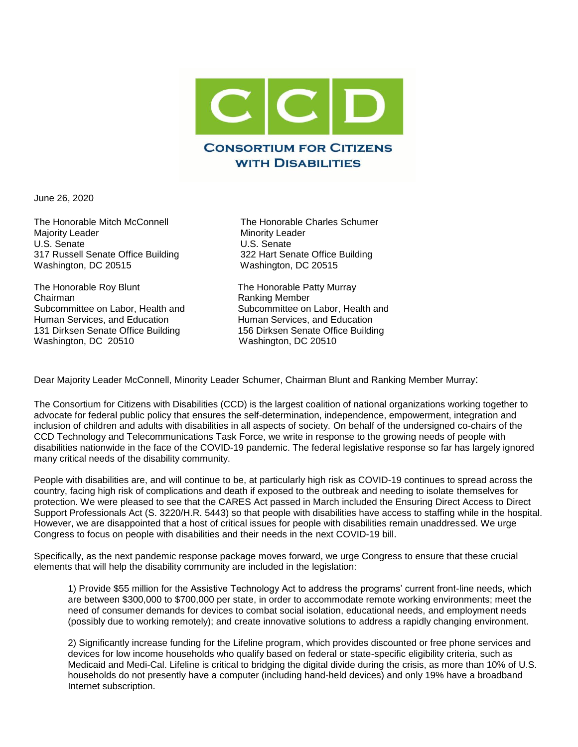# CCD

**Consortium for Citizens with Disabilities**

June 26, 2020

The Honorable Mitch McConnell
Majority Leader
U.S. Senate
317 Russell Senate Office Building
Washington, DC 20515

The Honorable Charles Schumer
Minority Leader
U.S. Senate
322 Hart Senate Office Building
Washington, DC 20515

The Honorable Roy Blunt
Chairman
Subcommittee on Labor, Health and Human Services, and Education
131 Dirksen Senate Office Building
Washington, DC 20510

The Honorable Patty Murray
Ranking Member
Subcommittee on Labor, Health and Human Services, and Education
156 Dirksen Senate Office Building
Washington, DC 20510

Dear Majority Leader McConnell, Minority Leader Schumer, Chairman Blunt and Ranking Member Murray:

The Consortium for Citizens with Disabilities (CCD) is the largest coalition of national organizations working together to advocate for federal public policy that ensures the self-determination, independence, empowerment, integration and inclusion of children and adults with disabilities in all aspects of society. On behalf of the undersigned co-chairs of the CCD Technology and Telecommunications Task Force, we write in response to the growing needs of people with disabilities nationwide in the face of the COVID-19 pandemic. The federal legislative response so far has largely ignored many critical needs of the disability community.

People with disabilities are, and will continue to be, at particularly high risk as COVID-19 continues to spread across the country, facing high risk of complications and death if exposed to the outbreak and needing to isolate themselves for protection. We were pleased to see that the CARES Act passed in March included the Ensuring Direct Access to Direct Support Professionals Act (S. 3220/H.R. 5443) so that people with disabilities have access to staffing while in the hospital. However, we are disappointed that a host of critical issues for people with disabilities remain unaddressed. We urge Congress to focus on people with disabilities and their needs in the next COVID-19 bill.

Specifically, as the next pandemic response package moves forward, we urge Congress to ensure that these crucial elements that will help the disability community are included in the legislation:

1) Provide $55 million for the Assistive Technology Act to address the programs' current front-line needs, which are between $300,000 to $700,000 per state, in order to accommodate remote working environments; meet the need of consumer demands for devices to combat social isolation, educational needs, and employment needs (possibly due to working remotely); and create innovative solutions to address a rapidly changing environment.

2) Significantly increase funding for the Lifeline program, which provides discounted or free phone services and devices for low income households who qualify based on federal or state-specific eligibility criteria, such as Medicaid and Medi-Cal. Lifeline is critical to bridging the digital divide during the crisis, as more than 10% of U.S. households do not presently have a computer (including hand-held devices) and only 19% have a broadband Internet subscription.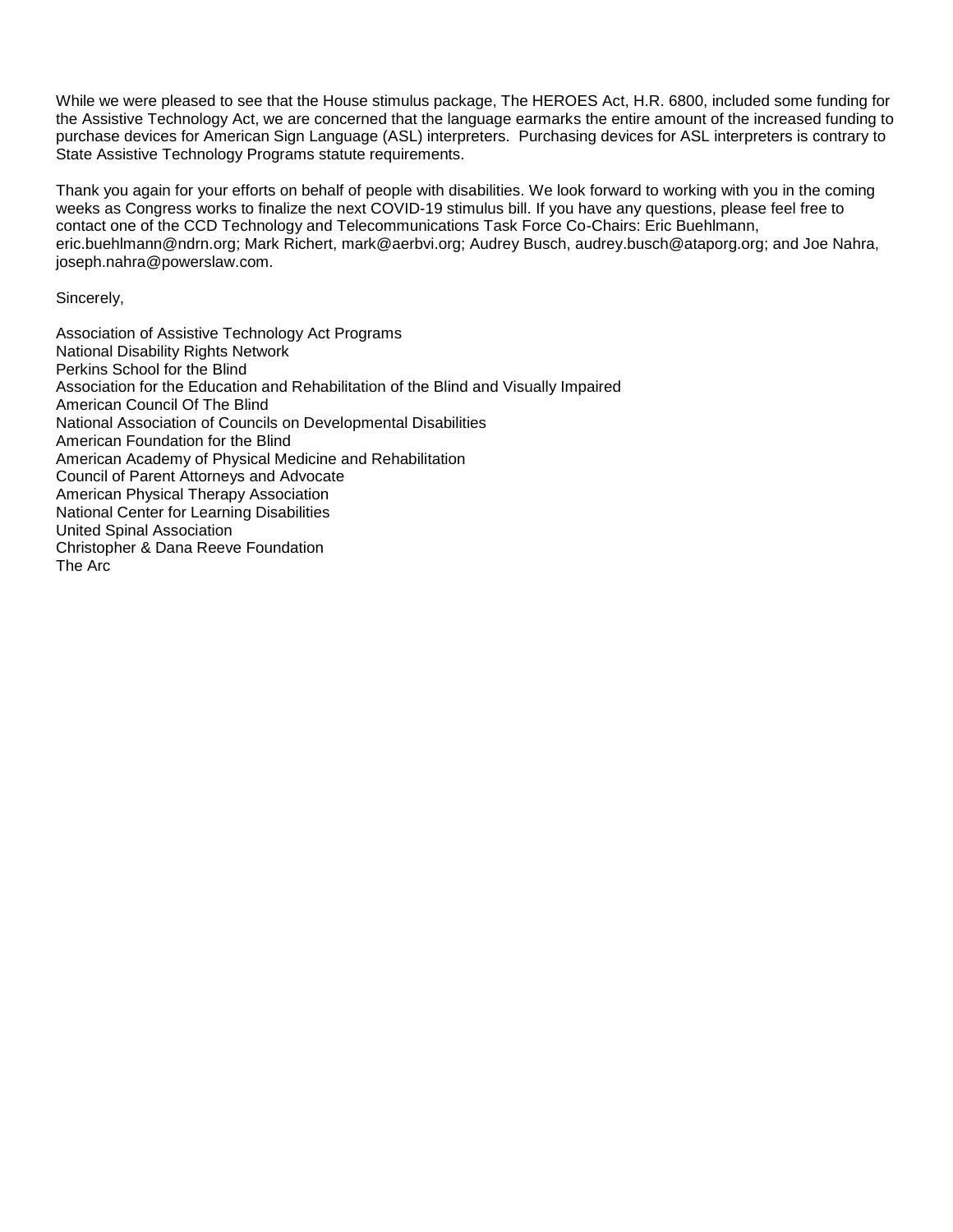While we were pleased to see that the House stimulus package, The HEROES Act, H.R. 6800, included some funding for the Assistive Technology Act, we are concerned that the language earmarks the entire amount of the increased funding to purchase devices for American Sign Language (ASL) interpreters. Purchasing devices for ASL interpreters is contrary to State Assistive Technology Programs statute requirements.

Thank you again for your efforts on behalf of people with disabilities. We look forward to working with you in the coming weeks as Congress works to finalize the next COVID-19 stimulus bill. If you have any questions, please feel free to contact one of the CCD Technology and Telecommunications Task Force Co-Chairs: Eric Buehlmann, eric.buehlmann@ndrn.org; Mark Richert, mark@aerbvi.org; Audrey Busch, audrey.busch@ataporg.org; and Joe Nahra, joseph.nahra@powerslaw.com.

Sincerely,

Association of Assistive Technology Act Programs
National Disability Rights Network
Perkins School for the Blind
Association for the Education and Rehabilitation of the Blind and Visually Impaired
American Council Of The Blind
National Association of Councils on Developmental Disabilities
American Foundation for the Blind
American Academy of Physical Medicine and Rehabilitation
Council of Parent Attorneys and Advocate
American Physical Therapy Association
National Center for Learning Disabilities
United Spinal Association
Christopher & Dana Reeve Foundation
The Arc